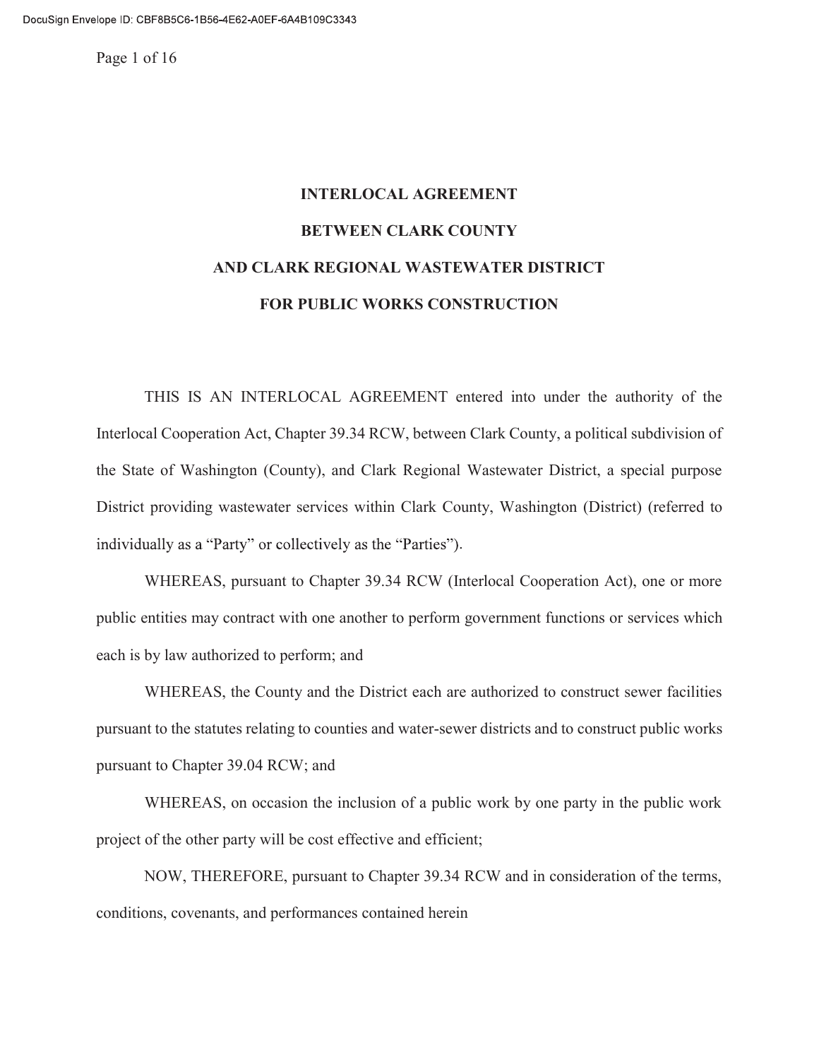# INTERLOCAL AGREEMENT

# BETWEEN CLARK COUNTY

# AND CLARK REGIONAL WASTEWATER DISTRICT

# FOR PUBLIC WORKS CONSTRUCTION

THIS IS AN INTERLOCAL AGREEMENT entered into under the authority of the Interlocal Cooperation Act, Chapter 39.34 RCW, between Clark County, a political subdivision of the State of Washington (County), and Clark Regional Wastewater District, a special purpose District providing wastewater services within Clark County, Washington (District) (referred to individually as a "Party" or collectively as the "Parties").

WHEREAS, pursuant to Chapter 39.34 RCW (Interlocal Cooperation Act), one or more public entities may contract with one another to perform government functions or services which each is by law authorized to perform; and

WHEREAS, the County and the District each are authorized to construct sewer facilities pursuant to the statutes relating to counties and water-sewer districts and to construct public works pursuant to Chapter 39.04 RCW; and

WHEREAS, on occasion the inclusion of a public work by one party in the public work project of the other party will be cost effective and efficient;

NOW, THEREFORE, pursuant to Chapter 39.34 RCW and in consideration of the terms, conditions, covenants, and performances contained herein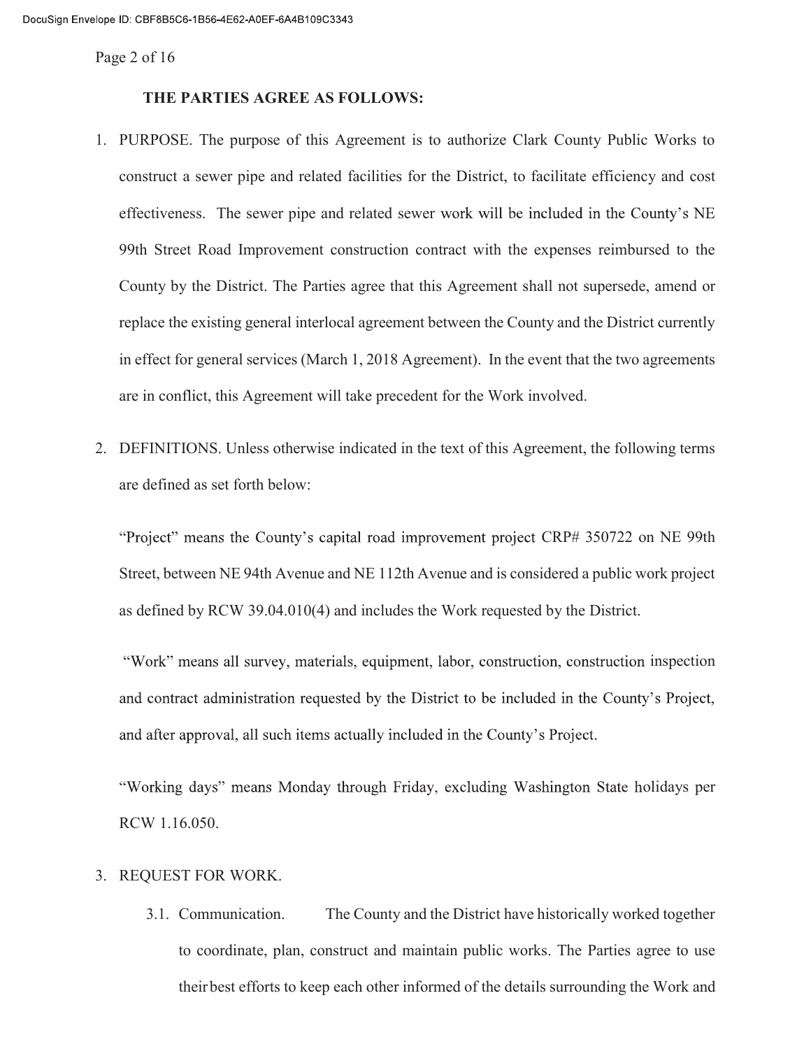**THE PARTIES AGREE AS FOLLOWS:**

1. PURPOSE. The purpose of this Agreement is to authorize Clark County Public Works to construct a sewer pipe and related facilities for the District, to facilitate efficiency and cost effectiveness. The sewer pipe and related sewer work will be included in the County's NE 99th Street Road Improvement construction contract with the expenses reimbursed to the County by the District. The Parties agree that this Agreement shall not supersede, amend or replace the existing general interlocal agreement between the County and the District currently in effect for general services (March 1, 2018 Agreement). In the event that the two agreements are in conflict, this Agreement will take precedent for the Work involved.

2. DEFINITIONS. Unless otherwise indicated in the text of this Agreement, the following terms are defined as set forth below:

   "Project" means the County's capital road improvement project CRP# 350722 on NE 99th Street, between NE 94th Avenue and NE 112th Avenue and is considered a public work project as defined by RCW 39.04.010(4) and includes the Work requested by the District.

   "Work" means all survey, materials, equipment, labor, construction, construction inspection and contract administration requested by the District to be included in the County's Project, and after approval, all such items actually included in the County's Project.

   "Working days" means Monday through Friday, excluding Washington State holidays per RCW 1.16.050.

3. REQUEST FOR WORK.

   3.1. Communication. The County and the District have historically worked together to coordinate, plan, construct and maintain public works. The Parties agree to use their best efforts to keep each other informed of the details surrounding the Work and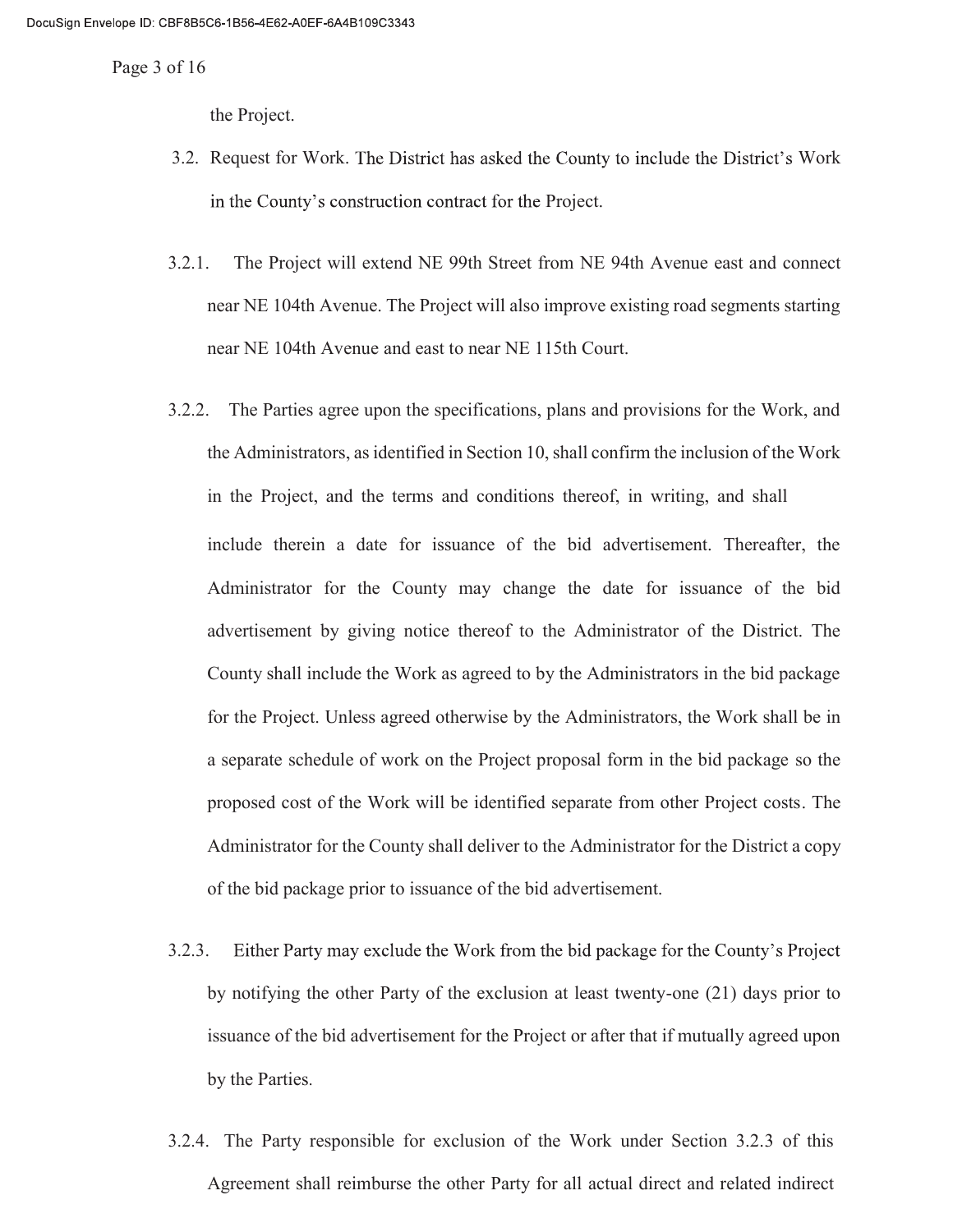the Project.

3.2. Request for Work. The District has asked the County to include the District's Work in the County's construction contract for the Project.

3.2.1. The Project will extend NE 99th Street from NE 94th Avenue east and connect near NE 104th Avenue. The Project will also improve existing road segments starting near NE 104th Avenue and east to near NE 115th Court.

3.2.2. The Parties agree upon the specifications, plans and provisions for the Work, and the Administrators, as identified in Section 10, shall confirm the inclusion of the Work in the Project, and the terms and conditions thereof, in writing, and shall include therein a date for issuance of the bid advertisement. Thereafter, the Administrator for the County may change the date for issuance of the bid advertisement by giving notice thereof to the Administrator of the District. The County shall include the Work as agreed to by the Administrators in the bid package for the Project. Unless agreed otherwise by the Administrators, the Work shall be in a separate schedule of work on the Project proposal form in the bid package so the proposed cost of the Work will be identified separate from other Project costs. The Administrator for the County shall deliver to the Administrator for the District a copy of the bid package prior to issuance of the bid advertisement.

3.2.3. Either Party may exclude the Work from the bid package for the County's Project by notifying the other Party of the exclusion at least twenty-one (21) days prior to issuance of the bid advertisement for the Project or after that if mutually agreed upon by the Parties.

3.2.4. The Party responsible for exclusion of the Work under Section 3.2.3 of this Agreement shall reimburse the other Party for all actual direct and related indirect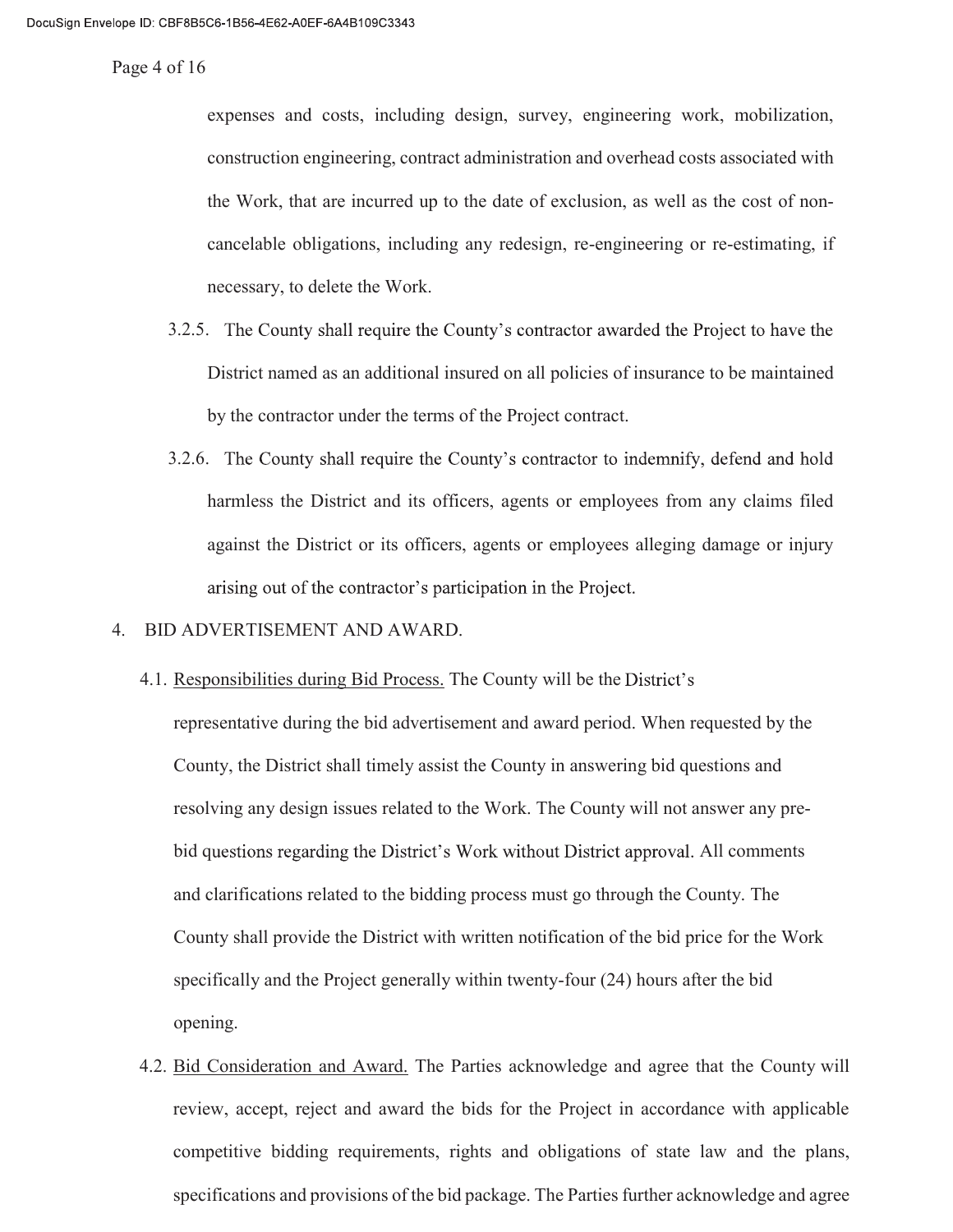expenses and costs, including design, survey, engineering work, mobilization, construction engineering, contract administration and overhead costs associated with the Work, that are incurred up to the date of exclusion, as well as the cost of non-cancelable obligations, including any redesign, re-engineering or re-estimating, if necessary, to delete the Work.

3.2.5. The County shall require the County's contractor awarded the Project to have the District named as an additional insured on all policies of insurance to be maintained by the contractor under the terms of the Project contract.

3.2.6. The County shall require the County's contractor to indemnify, defend and hold harmless the District and its officers, agents or employees from any claims filed against the District or its officers, agents or employees alleging damage or injury arising out of the contractor's participation in the Project.

4. BID ADVERTISEMENT AND AWARD.

4.1. Responsibilities during Bid Process. The County will be the District's representative during the bid advertisement and award period. When requested by the County, the District shall timely assist the County in answering bid questions and resolving any design issues related to the Work. The County will not answer any pre-bid questions regarding the District's Work without District approval. All comments and clarifications related to the bidding process must go through the County. The County shall provide the District with written notification of the bid price for the Work specifically and the Project generally within twenty-four (24) hours after the bid opening.

4.2. Bid Consideration and Award. The Parties acknowledge and agree that the County will review, accept, reject and award the bids for the Project in accordance with applicable competitive bidding requirements, rights and obligations of state law and the plans, specifications and provisions of the bid package. The Parties further acknowledge and agree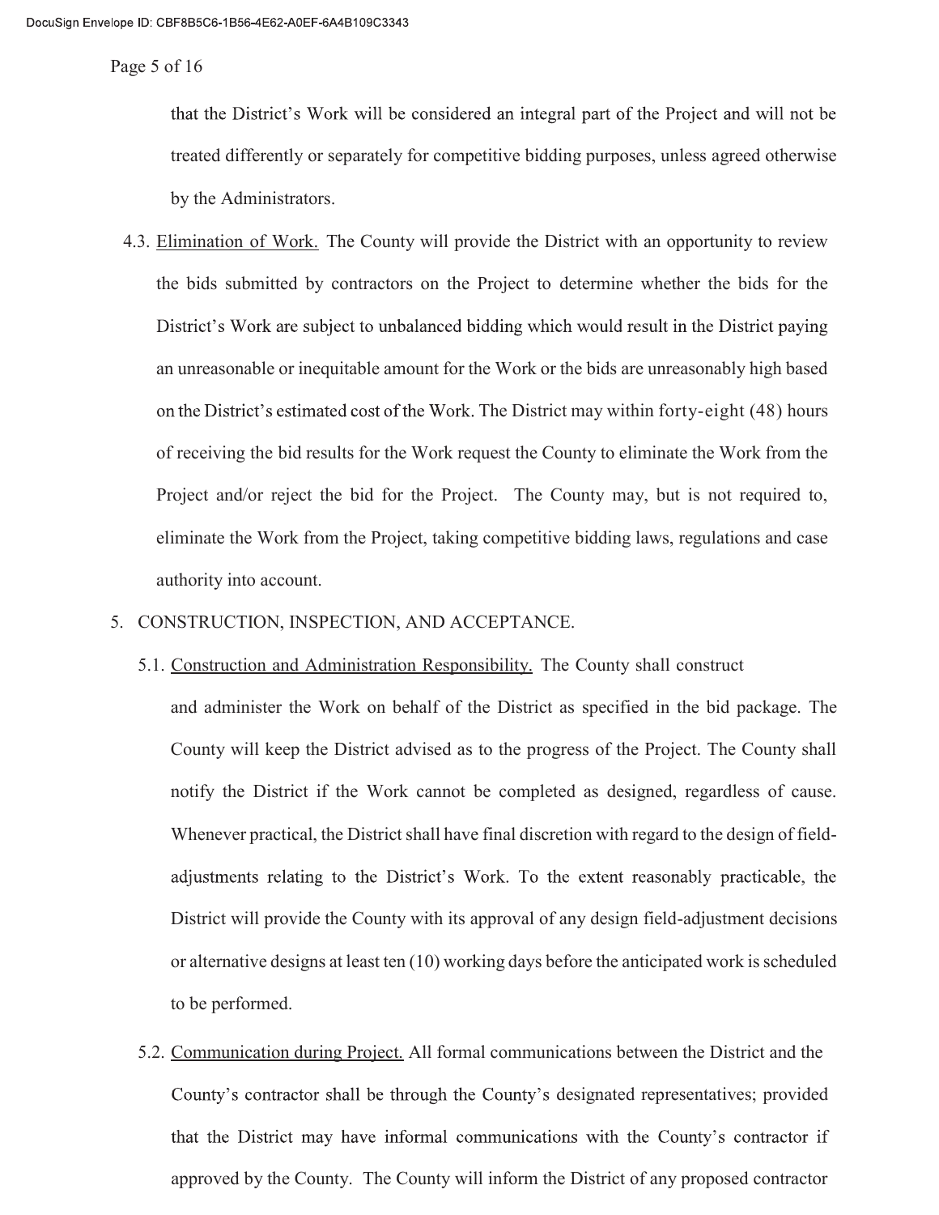that the District's Work will be considered an integral part of the Project and will not be treated differently or separately for competitive bidding purposes, unless agreed otherwise by the Administrators.

4.3. Elimination of Work. The County will provide the District with an opportunity to review the bids submitted by contractors on the Project to determine whether the bids for the District's Work are subject to unbalanced bidding which would result in the District paying an unreasonable or inequitable amount for the Work or the bids are unreasonably high based on the District's estimated cost of the Work. The District may within forty-eight (48) hours of receiving the bid results for the Work request the County to eliminate the Work from the Project and/or reject the bid for the Project. The County may, but is not required to, eliminate the Work from the Project, taking competitive bidding laws, regulations and case authority into account.

5. CONSTRUCTION, INSPECTION, AND ACCEPTANCE.

5.1. Construction and Administration Responsibility. The County shall construct and administer the Work on behalf of the District as specified in the bid package. The County will keep the District advised as to the progress of the Project. The County shall notify the District if the Work cannot be completed as designed, regardless of cause. Whenever practical, the District shall have final discretion with regard to the design of field-adjustments relating to the District's Work. To the extent reasonably practicable, the District will provide the County with its approval of any design field-adjustment decisions or alternative designs at least ten (10) working days before the anticipated work is scheduled to be performed.

5.2. Communication during Project. All formal communications between the District and the County's contractor shall be through the County's designated representatives; provided that the District may have informal communications with the County's contractor if approved by the County. The County will inform the District of any proposed contractor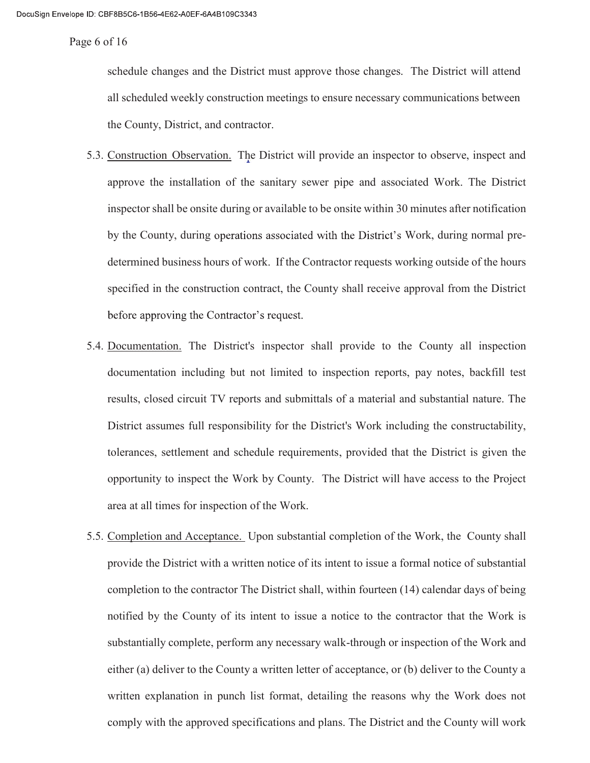schedule changes and the District must approve those changes. The District will attend all scheduled weekly construction meetings to ensure necessary communications between the County, District, and contractor.

5.3. <u>Construction Observation.</u> The District will provide an inspector to observe, inspect and approve the installation of the sanitary sewer pipe and associated Work. The District inspector shall be onsite during or available to be onsite within 30 minutes after notification by the County, during operations associated with the District's Work, during normal pre-determined business hours of work. If the Contractor requests working outside of the hours specified in the construction contract, the County shall receive approval from the District before approving the Contractor's request.

5.4. <u>Documentation.</u> The District's inspector shall provide to the County all inspection documentation including but not limited to inspection reports, pay notes, backfill test results, closed circuit TV reports and submittals of a material and substantial nature. The District assumes full responsibility for the District's Work including the constructability, tolerances, settlement and schedule requirements, provided that the District is given the opportunity to inspect the Work by County. The District will have access to the Project area at all times for inspection of the Work.

5.5. <u>Completion and Acceptance.</u> Upon substantial completion of the Work, the County shall provide the District with a written notice of its intent to issue a formal notice of substantial completion to the contractor The District shall, within fourteen (14) calendar days of being notified by the County of its intent to issue a notice to the contractor that the Work is substantially complete, perform any necessary walk-through or inspection of the Work and either (a) deliver to the County a written letter of acceptance, or (b) deliver to the County a written explanation in punch list format, detailing the reasons why the Work does not comply with the approved specifications and plans. The District and the County will work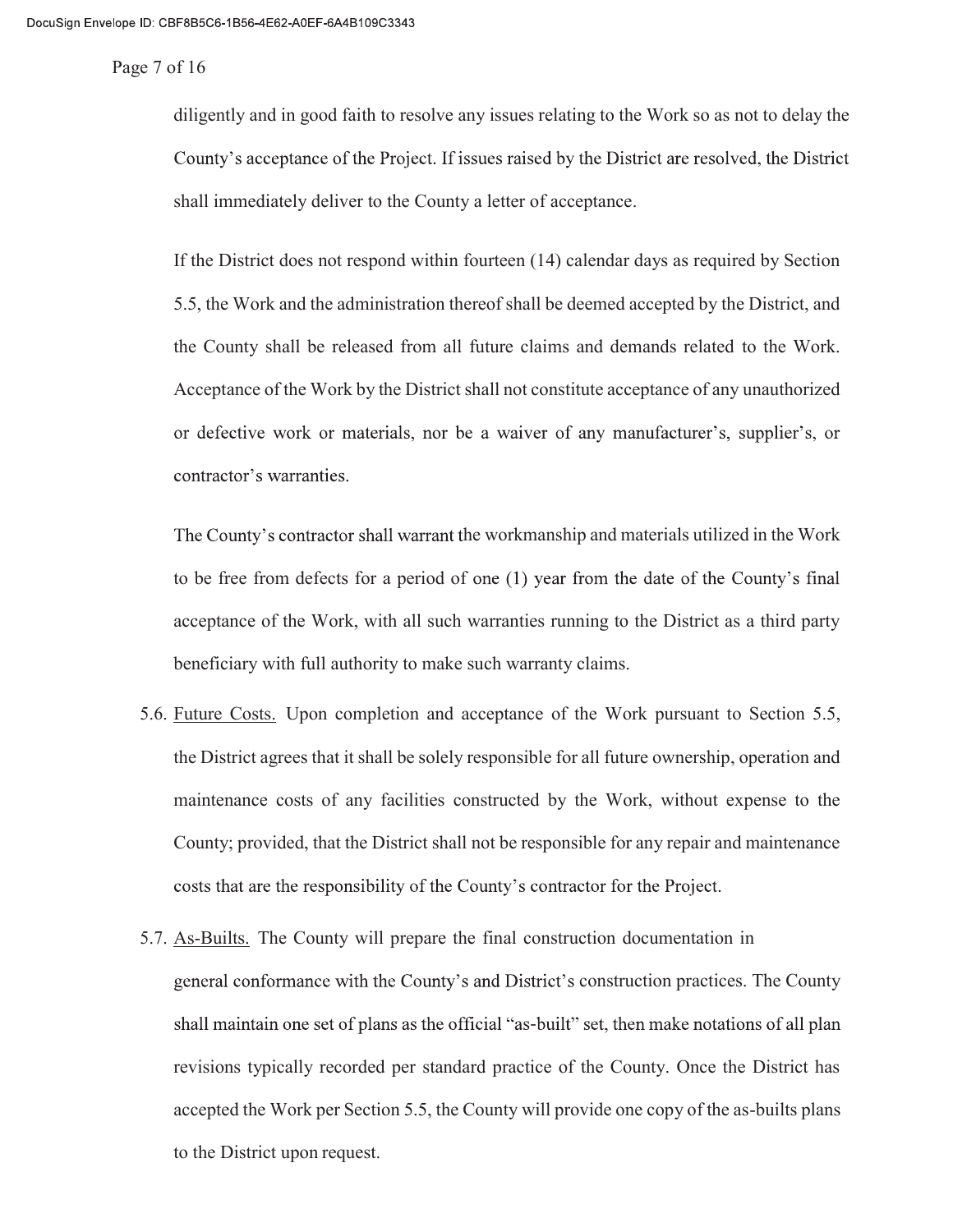diligently and in good faith to resolve any issues relating to the Work so as not to delay the County's acceptance of the Project. If issues raised by the District are resolved, the District shall immediately deliver to the County a letter of acceptance.

If the District does not respond within fourteen (14) calendar days as required by Section 5.5, the Work and the administration thereof shall be deemed accepted by the District, and the County shall be released from all future claims and demands related to the Work. Acceptance of the Work by the District shall not constitute acceptance of any unauthorized or defective work or materials, nor be a waiver of any manufacturer's, supplier's, or contractor's warranties.

The County's contractor shall warrant the workmanship and materials utilized in the Work to be free from defects for a period of one (1) year from the date of the County's final acceptance of the Work, with all such warranties running to the District as a third party beneficiary with full authority to make such warranty claims.

5.6. <u>Future Costs.</u> Upon completion and acceptance of the Work pursuant to Section 5.5, the District agrees that it shall be solely responsible for all future ownership, operation and maintenance costs of any facilities constructed by the Work, without expense to the County; provided, that the District shall not be responsible for any repair and maintenance costs that are the responsibility of the County's contractor for the Project.

5.7. <u>As-Builts.</u> The County will prepare the final construction documentation in general conformance with the County's and District's construction practices. The County shall maintain one set of plans as the official "as-built" set, then make notations of all plan revisions typically recorded per standard practice of the County. Once the District has accepted the Work per Section 5.5, the County will provide one copy of the as-builts plans to the District upon request.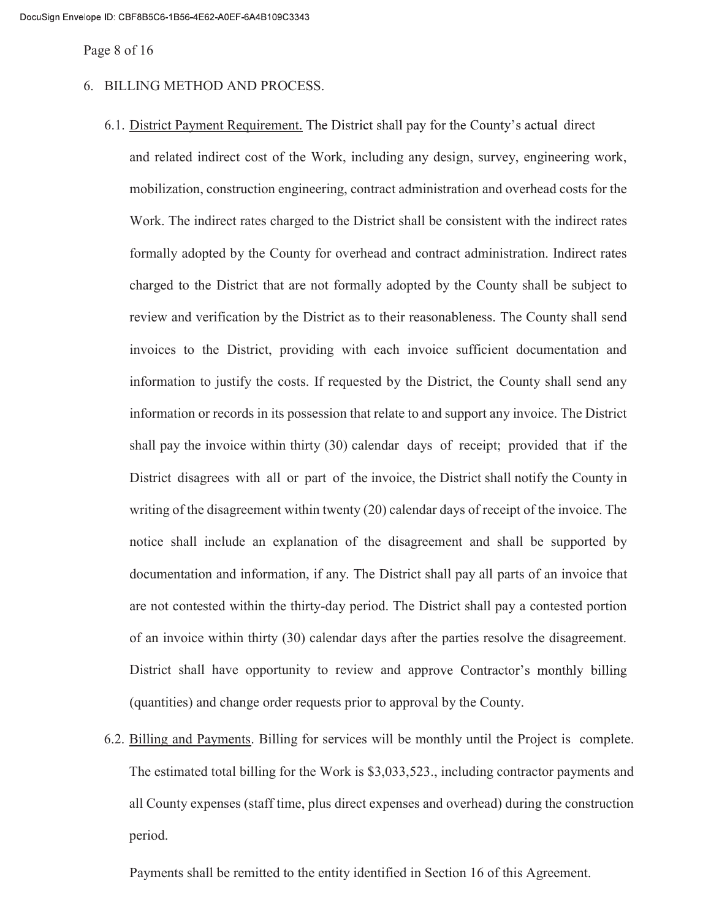## 6. BILLING METHOD AND PROCESS.

6.1. <u>District Payment Requirement.</u> The District shall pay for the County's actual direct and related indirect cost of the Work, including any design, survey, engineering work, mobilization, construction engineering, contract administration and overhead costs for the Work. The indirect rates charged to the District shall be consistent with the indirect rates formally adopted by the County for overhead and contract administration. Indirect rates charged to the District that are not formally adopted by the County shall be subject to review and verification by the District as to their reasonableness. The County shall send invoices to the District, providing with each invoice sufficient documentation and information to justify the costs. If requested by the District, the County shall send any information or records in its possession that relate to and support any invoice. The District shall pay the invoice within thirty (30) calendar days of receipt; provided that if the District disagrees with all or part of the invoice, the District shall notify the County in writing of the disagreement within twenty (20) calendar days of receipt of the invoice. The notice shall include an explanation of the disagreement and shall be supported by documentation and information, if any. The District shall pay all parts of an invoice that are not contested within the thirty-day period. The District shall pay a contested portion of an invoice within thirty (30) calendar days after the parties resolve the disagreement. District shall have opportunity to review and approve Contractor's monthly billing (quantities) and change order requests prior to approval by the County.

6.2. <u>Billing and Payments</u>. Billing for services will be monthly until the Project is complete. The estimated total billing for the Work is $3,033,523., including contractor payments and all County expenses (staff time, plus direct expenses and overhead) during the construction period.

Payments shall be remitted to the entity identified in Section 16 of this Agreement.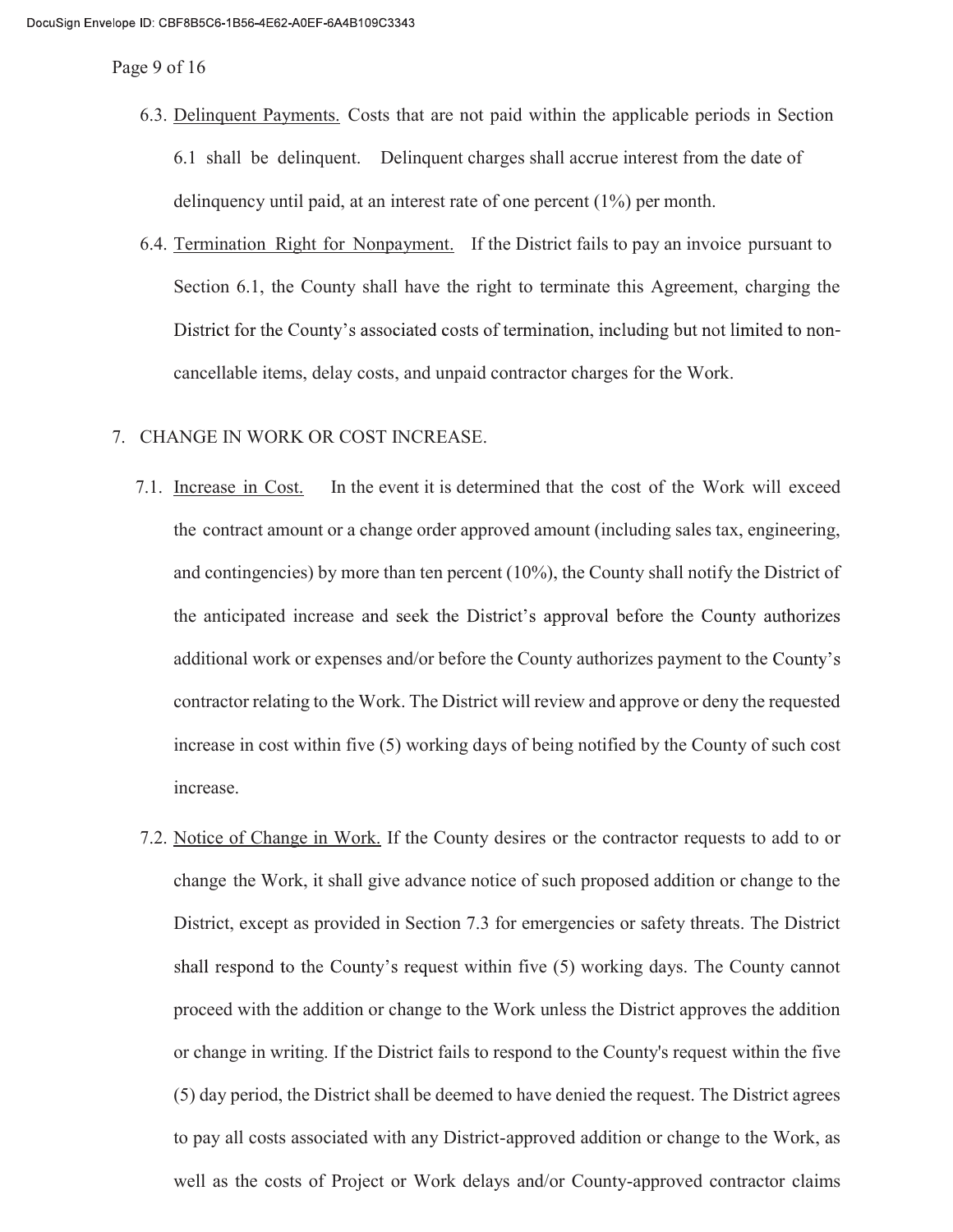6.3. <u>Delinquent Payments.</u> Costs that are not paid within the applicable periods in Section 6.1 shall be delinquent. Delinquent charges shall accrue interest from the date of delinquency until paid, at an interest rate of one percent (1%) per month.

6.4. <u>Termination Right for Nonpayment.</u> If the District fails to pay an invoice pursuant to Section 6.1, the County shall have the right to terminate this Agreement, charging the District for the County's associated costs of termination, including but not limited to non-cancellable items, delay costs, and unpaid contractor charges for the Work.

7. CHANGE IN WORK OR COST INCREASE.

7.1. <u>Increase in Cost.</u> In the event it is determined that the cost of the Work will exceed the contract amount or a change order approved amount (including sales tax, engineering, and contingencies) by more than ten percent (10%), the County shall notify the District of the anticipated increase and seek the District's approval before the County authorizes additional work or expenses and/or before the County authorizes payment to the County's contractor relating to the Work. The District will review and approve or deny the requested increase in cost within five (5) working days of being notified by the County of such cost increase.

7.2. <u>Notice of Change in Work.</u> If the County desires or the contractor requests to add to or change the Work, it shall give advance notice of such proposed addition or change to the District, except as provided in Section 7.3 for emergencies or safety threats. The District shall respond to the County's request within five (5) working days. The County cannot proceed with the addition or change to the Work unless the District approves the addition or change in writing. If the District fails to respond to the County's request within the five (5) day period, the District shall be deemed to have denied the request. The District agrees to pay all costs associated with any District-approved addition or change to the Work, as well as the costs of Project or Work delays and/or County-approved contractor claims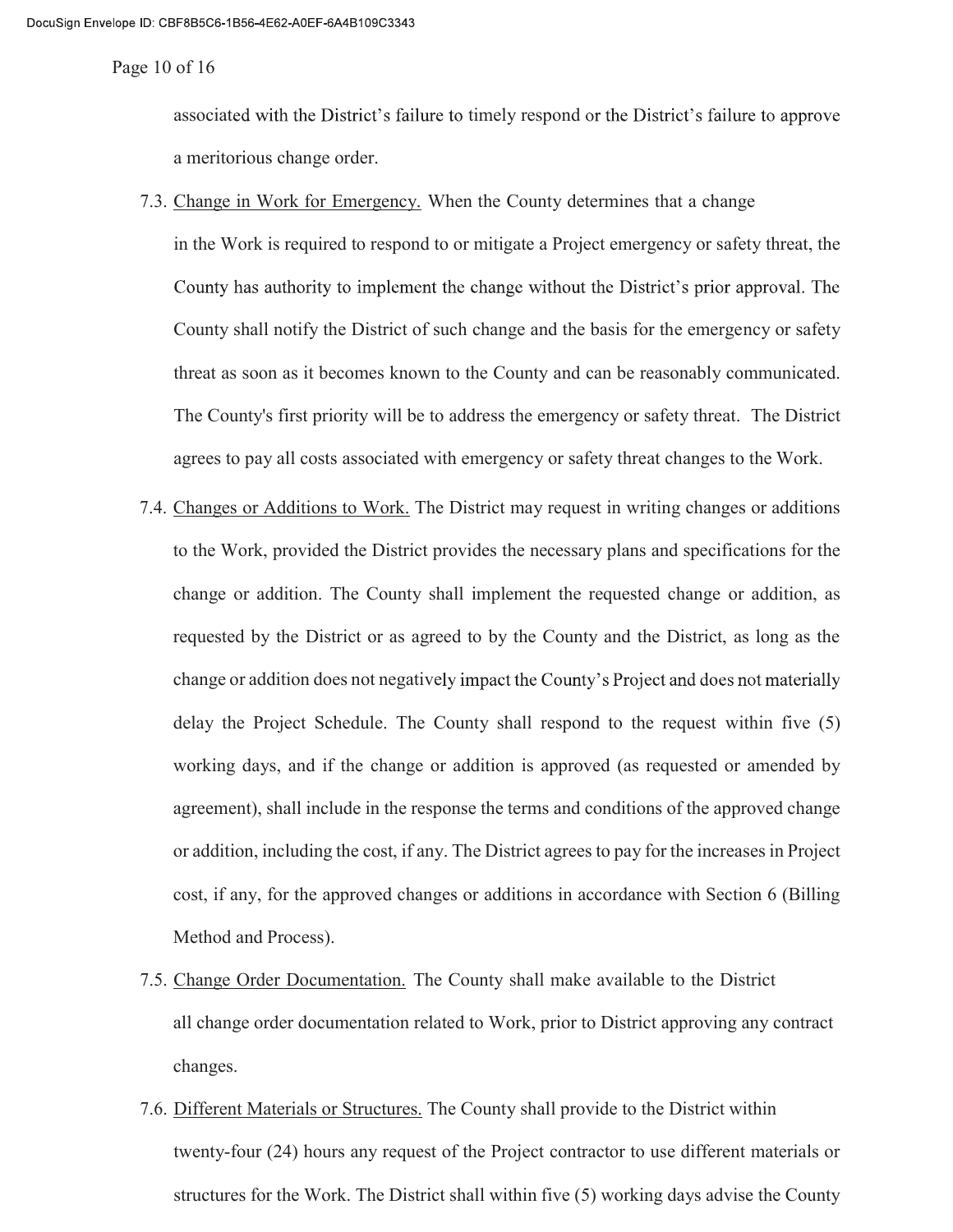associated with the District's failure to timely respond or the District's failure to approve a meritorious change order.

7.3. <u>Change in Work for Emergency.</u> When the County determines that a change in the Work is required to respond to or mitigate a Project emergency or safety threat, the County has authority to implement the change without the District's prior approval. The County shall notify the District of such change and the basis for the emergency or safety threat as soon as it becomes known to the County and can be reasonably communicated. The County's first priority will be to address the emergency or safety threat. The District agrees to pay all costs associated with emergency or safety threat changes to the Work.

7.4. <u>Changes or Additions to Work.</u> The District may request in writing changes or additions to the Work, provided the District provides the necessary plans and specifications for the change or addition. The County shall implement the requested change or addition, as requested by the District or as agreed to by the County and the District, as long as the change or addition does not negatively impact the County's Project and does not materially delay the Project Schedule. The County shall respond to the request within five (5) working days, and if the change or addition is approved (as requested or amended by agreement), shall include in the response the terms and conditions of the approved change or addition, including the cost, if any. The District agrees to pay for the increases in Project cost, if any, for the approved changes or additions in accordance with Section 6 (Billing Method and Process).

7.5. <u>Change Order Documentation.</u> The County shall make available to the District all change order documentation related to Work, prior to District approving any contract changes.

7.6. <u>Different Materials or Structures.</u> The County shall provide to the District within twenty-four (24) hours any request of the Project contractor to use different materials or structures for the Work. The District shall within five (5) working days advise the County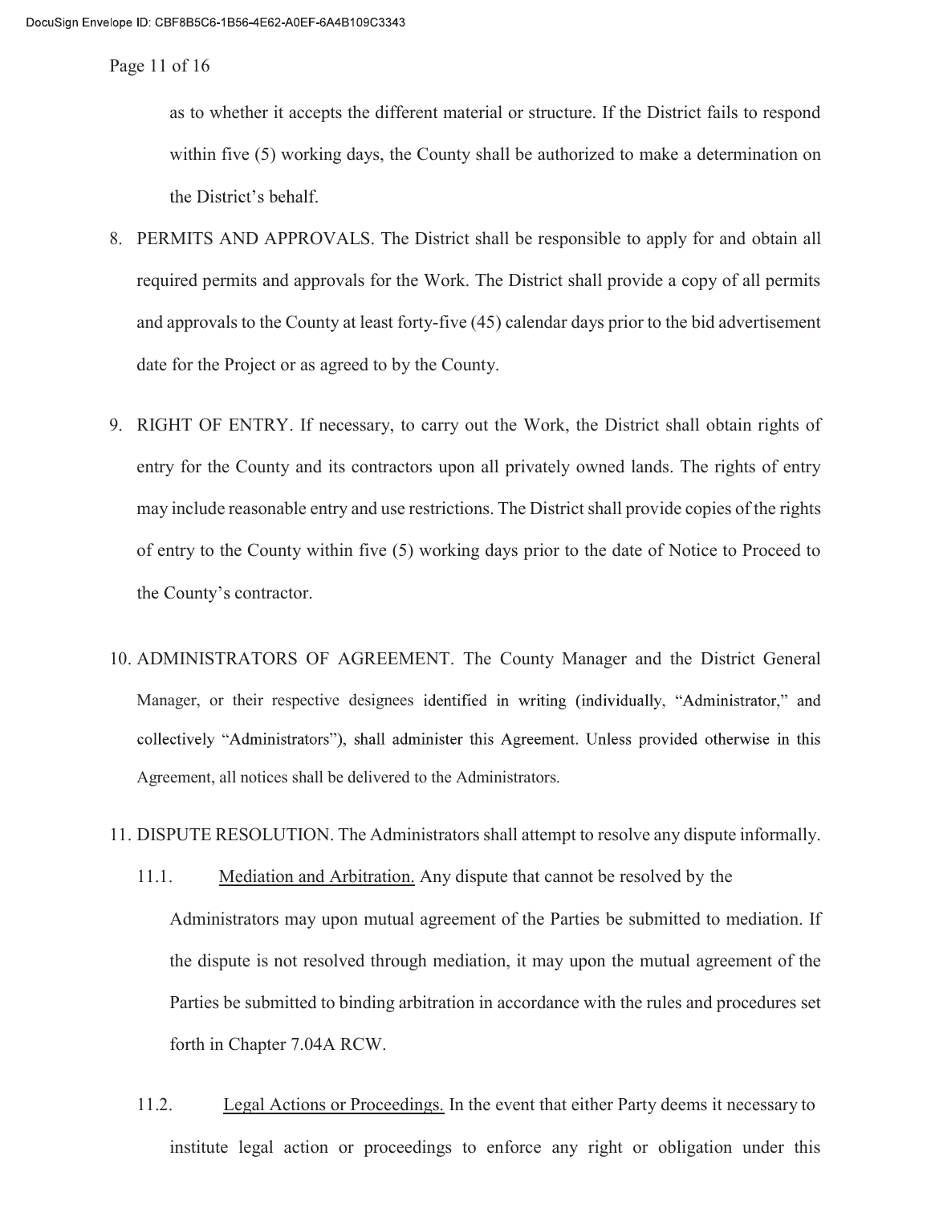as to whether it accepts the different material or structure. If the District fails to respond within five (5) working days, the County shall be authorized to make a determination on the District's behalf.

8. PERMITS AND APPROVALS. The District shall be responsible to apply for and obtain all required permits and approvals for the Work. The District shall provide a copy of all permits and approvals to the County at least forty-five (45) calendar days prior to the bid advertisement date for the Project or as agreed to by the County.

9. RIGHT OF ENTRY. If necessary, to carry out the Work, the District shall obtain rights of entry for the County and its contractors upon all privately owned lands. The rights of entry may include reasonable entry and use restrictions. The District shall provide copies of the rights of entry to the County within five (5) working days prior to the date of Notice to Proceed to the County's contractor.

10. ADMINISTRATORS OF AGREEMENT. The County Manager and the District General Manager, or their respective designees identified in writing (individually, "Administrator," and collectively "Administrators"), shall administer this Agreement. Unless provided otherwise in this Agreement, all notices shall be delivered to the Administrators.

11. DISPUTE RESOLUTION. The Administrators shall attempt to resolve any dispute informally.

    11.1. Mediation and Arbitration. Any dispute that cannot be resolved by the Administrators may upon mutual agreement of the Parties be submitted to mediation. If the dispute is not resolved through mediation, it may upon the mutual agreement of the Parties be submitted to binding arbitration in accordance with the rules and procedures set forth in Chapter 7.04A RCW.

    11.2. Legal Actions or Proceedings. In the event that either Party deems it necessary to institute legal action or proceedings to enforce any right or obligation under this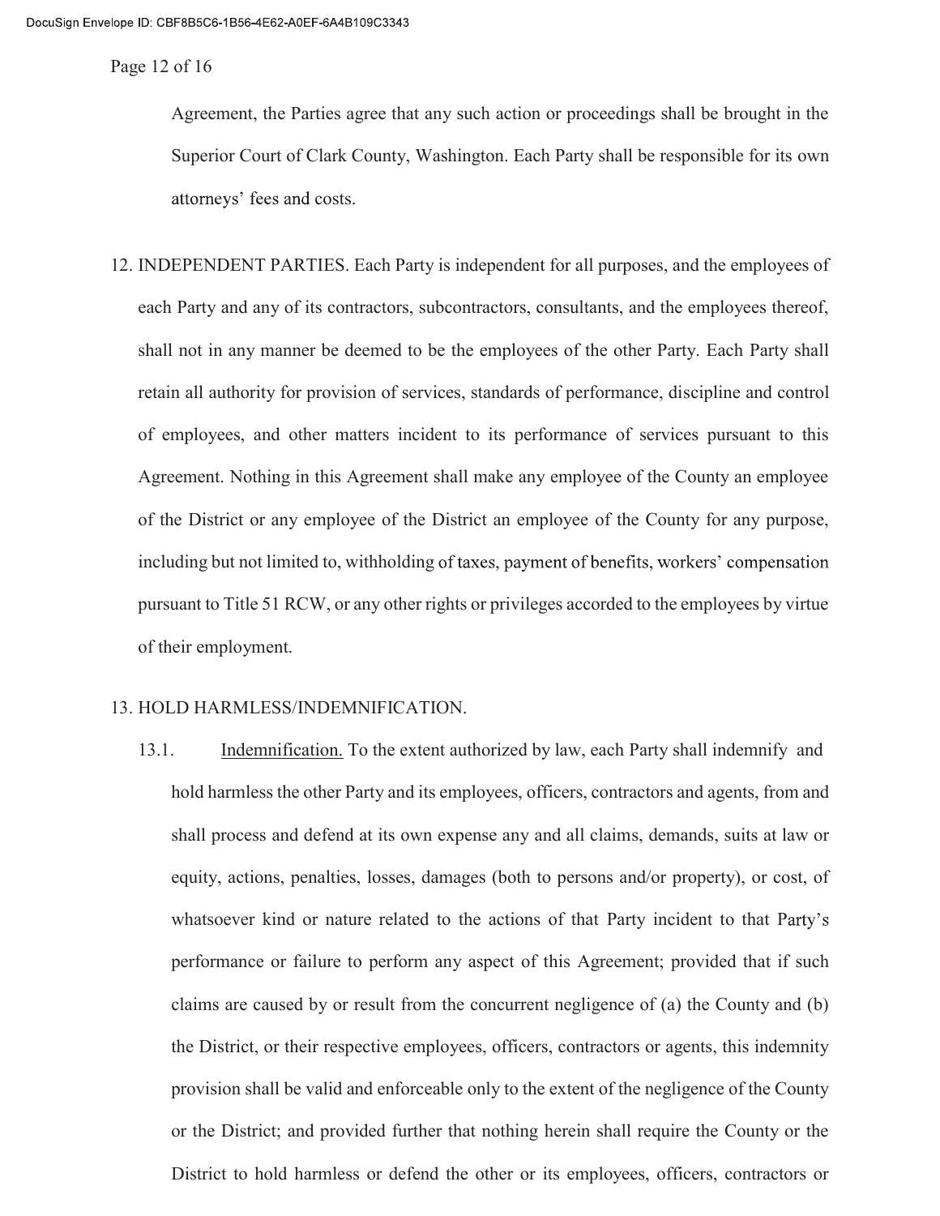Agreement, the Parties agree that any such action or proceedings shall be brought in the Superior Court of Clark County, Washington. Each Party shall be responsible for its own attorneys' fees and costs.

12. INDEPENDENT PARTIES. Each Party is independent for all purposes, and the employees of each Party and any of its contractors, subcontractors, consultants, and the employees thereof, shall not in any manner be deemed to be the employees of the other Party. Each Party shall retain all authority for provision of services, standards of performance, discipline and control of employees, and other matters incident to its performance of services pursuant to this Agreement. Nothing in this Agreement shall make any employee of the County an employee of the District or any employee of the District an employee of the County for any purpose, including but not limited to, withholding of taxes, payment of benefits, workers' compensation pursuant to Title 51 RCW, or any other rights or privileges accorded to the employees by virtue of their employment.

13. HOLD HARMLESS/INDEMNIFICATION.

13.1. Indemnification. To the extent authorized by law, each Party shall indemnify and hold harmless the other Party and its employees, officers, contractors and agents, from and shall process and defend at its own expense any and all claims, demands, suits at law or equity, actions, penalties, losses, damages (both to persons and/or property), or cost, of whatsoever kind or nature related to the actions of that Party incident to that Party's performance or failure to perform any aspect of this Agreement; provided that if such claims are caused by or result from the concurrent negligence of (a) the County and (b) the District, or their respective employees, officers, contractors or agents, this indemnity provision shall be valid and enforceable only to the extent of the negligence of the County or the District; and provided further that nothing herein shall require the County or the District to hold harmless or defend the other or its employees, officers, contractors or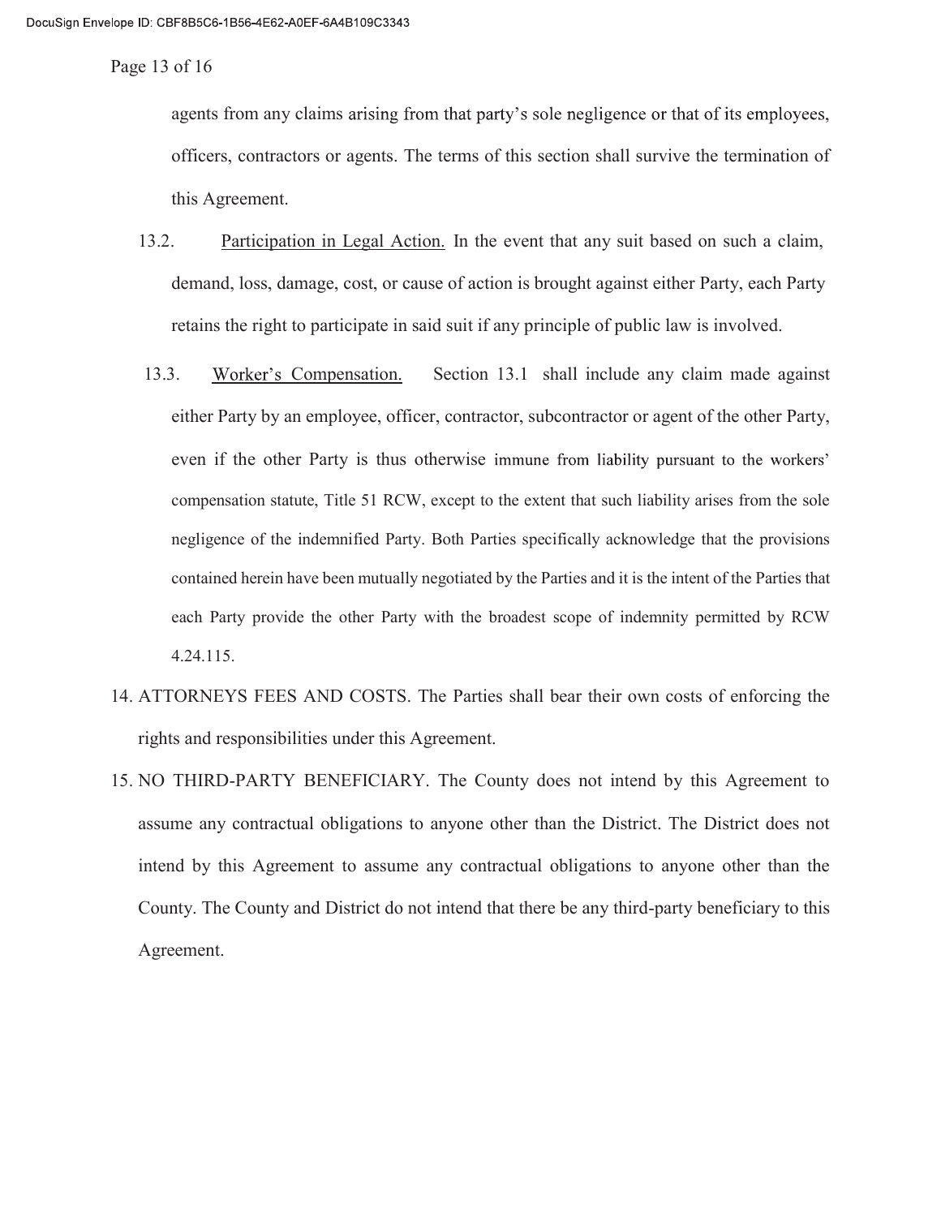agents from any claims arising from that party's sole negligence or that of its employees, officers, contractors or agents. The terms of this section shall survive the termination of this Agreement.

13.2. Participation in Legal Action. In the event that any suit based on such a claim, demand, loss, damage, cost, or cause of action is brought against either Party, each Party retains the right to participate in said suit if any principle of public law is involved.

13.3. Worker's Compensation. Section 13.1 shall include any claim made against either Party by an employee, officer, contractor, subcontractor or agent of the other Party, even if the other Party is thus otherwise immune from liability pursuant to the workers' compensation statute, Title 51 RCW, except to the extent that such liability arises from the sole negligence of the indemnified Party. Both Parties specifically acknowledge that the provisions contained herein have been mutually negotiated by the Parties and it is the intent of the Parties that each Party provide the other Party with the broadest scope of indemnity permitted by RCW 4.24.115.

14. ATTORNEYS FEES AND COSTS. The Parties shall bear their own costs of enforcing the rights and responsibilities under this Agreement.

15. NO THIRD-PARTY BENEFICIARY. The County does not intend by this Agreement to assume any contractual obligations to anyone other than the District. The District does not intend by this Agreement to assume any contractual obligations to anyone other than the County. The County and District do not intend that there be any third-party beneficiary to this Agreement.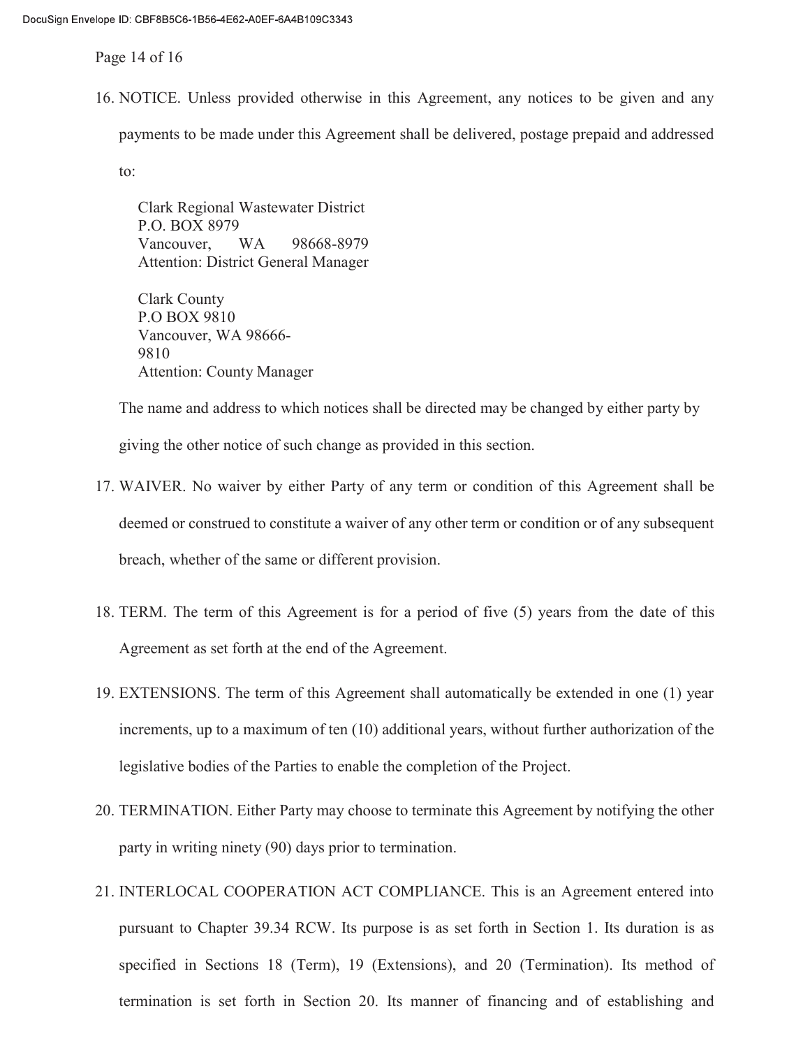16. NOTICE. Unless provided otherwise in this Agreement, any notices to be given and any payments to be made under this Agreement shall be delivered, postage prepaid and addressed to:

    Clark Regional Wastewater District
    P.O. BOX 8979
    Vancouver, WA 98668-8979
    Attention: District General Manager

    Clark County
    P.O BOX 9810
    Vancouver, WA 98666-9810
    Attention: County Manager

    The name and address to which notices shall be directed may be changed by either party by giving the other notice of such change as provided in this section.

17. WAIVER. No waiver by either Party of any term or condition of this Agreement shall be deemed or construed to constitute a waiver of any other term or condition or of any subsequent breach, whether of the same or different provision.

18. TERM. The term of this Agreement is for a period of five (5) years from the date of this Agreement as set forth at the end of the Agreement.

19. EXTENSIONS. The term of this Agreement shall automatically be extended in one (1) year increments, up to a maximum of ten (10) additional years, without further authorization of the legislative bodies of the Parties to enable the completion of the Project.

20. TERMINATION. Either Party may choose to terminate this Agreement by notifying the other party in writing ninety (90) days prior to termination.

21. INTERLOCAL COOPERATION ACT COMPLIANCE. This is an Agreement entered into pursuant to Chapter 39.34 RCW. Its purpose is as set forth in Section 1. Its duration is as specified in Sections 18 (Term), 19 (Extensions), and 20 (Termination). Its method of termination is set forth in Section 20. Its manner of financing and of establishing and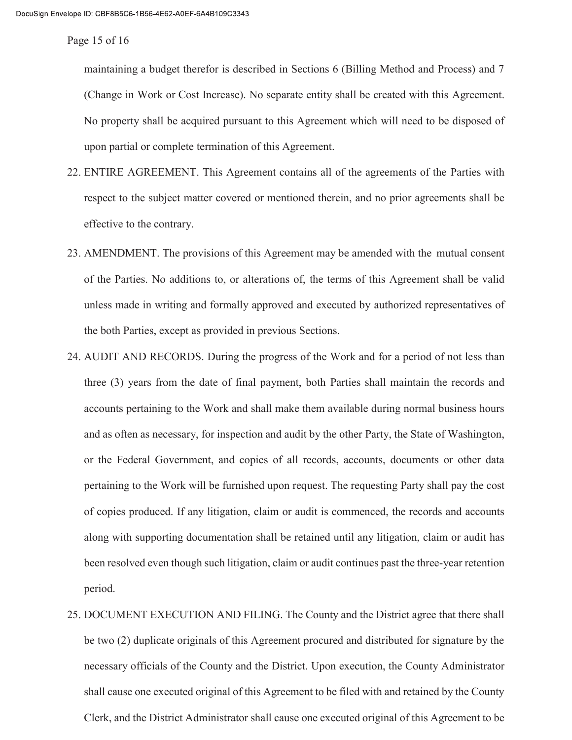maintaining a budget therefor is described in Sections 6 (Billing Method and Process) and 7 (Change in Work or Cost Increase). No separate entity shall be created with this Agreement. No property shall be acquired pursuant to this Agreement which will need to be disposed of upon partial or complete termination of this Agreement.

22. ENTIRE AGREEMENT. This Agreement contains all of the agreements of the Parties with respect to the subject matter covered or mentioned therein, and no prior agreements shall be effective to the contrary.

23. AMENDMENT. The provisions of this Agreement may be amended with the mutual consent of the Parties. No additions to, or alterations of, the terms of this Agreement shall be valid unless made in writing and formally approved and executed by authorized representatives of the both Parties, except as provided in previous Sections.

24. AUDIT AND RECORDS. During the progress of the Work and for a period of not less than three (3) years from the date of final payment, both Parties shall maintain the records and accounts pertaining to the Work and shall make them available during normal business hours and as often as necessary, for inspection and audit by the other Party, the State of Washington, or the Federal Government, and copies of all records, accounts, documents or other data pertaining to the Work will be furnished upon request. The requesting Party shall pay the cost of copies produced. If any litigation, claim or audit is commenced, the records and accounts along with supporting documentation shall be retained until any litigation, claim or audit has been resolved even though such litigation, claim or audit continues past the three-year retention period.

25. DOCUMENT EXECUTION AND FILING. The County and the District agree that there shall be two (2) duplicate originals of this Agreement procured and distributed for signature by the necessary officials of the County and the District. Upon execution, the County Administrator shall cause one executed original of this Agreement to be filed with and retained by the County Clerk, and the District Administrator shall cause one executed original of this Agreement to be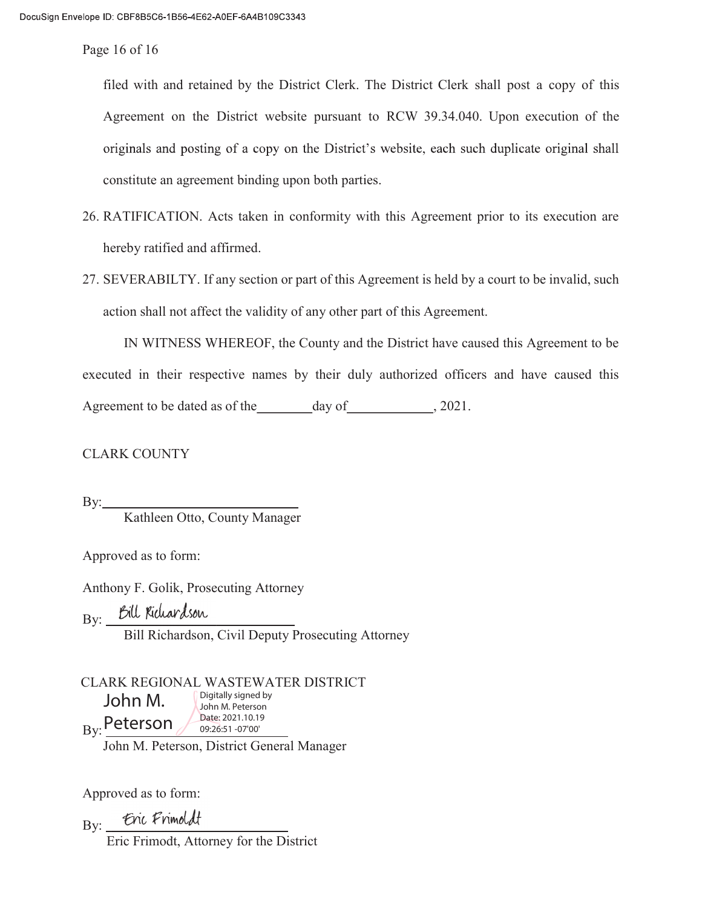filed with and retained by the District Clerk. The District Clerk shall post a copy of this Agreement on the District website pursuant to RCW 39.34.040. Upon execution of the originals and posting of a copy on the District's website, each such duplicate original shall constitute an agreement binding upon both parties.

26. RATIFICATION. Acts taken in conformity with this Agreement prior to its execution are hereby ratified and affirmed.
27. SEVERABILTY. If any section or part of this Agreement is held by a court to be invalid, such action shall not affect the validity of any other part of this Agreement.

IN WITNESS WHEREOF, the County and the District have caused this Agreement to be executed in their respective names by their duly authorized officers and have caused this Agreement to be dated as of the\_\_\_\_\_\_\_\_day of\_\_\_\_\_\_\_\_\_\_\_\_, 2021.

CLARK COUNTY

By:\_\_\_\_\_\_\_\_\_\_\_\_\_\_\_\_\_\_\_\_\_\_\_\_\_\_\_\_
Kathleen Otto, County Manager

Approved as to form:

Anthony F. Golik, Prosecuting Attorney

By: Bill Richardson
Bill Richardson, Civil Deputy Prosecuting Attorney

CLARK REGIONAL WASTEWATER DISTRICT

By: John M. Peterson
Digitally signed by John M. Peterson
Date: 2021.10.19 09:26:51 -07'00'
John M. Peterson, District General Manager

Approved as to form:

By: Eric Frimodt
Eric Frimodt, Attorney for the District